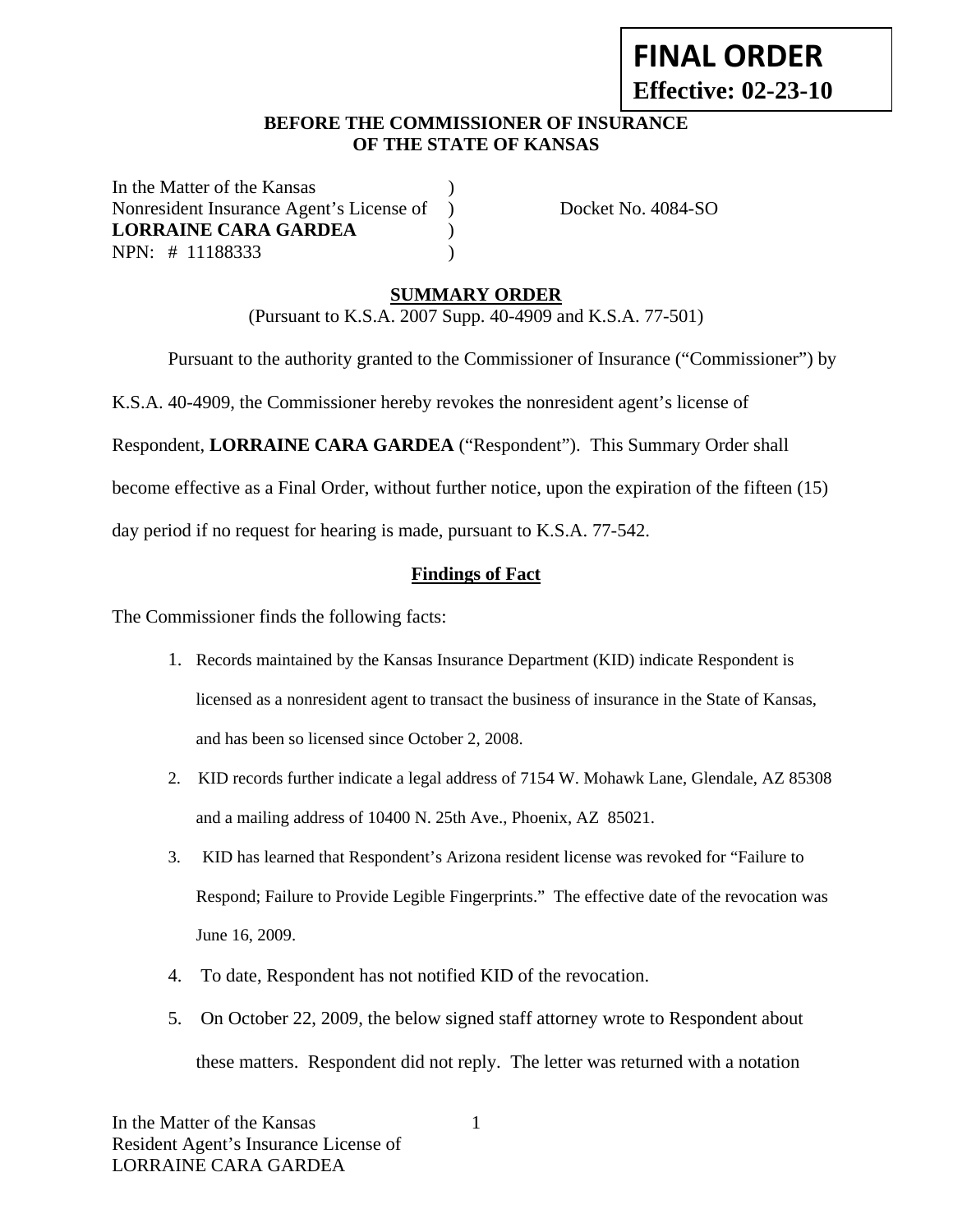**FINAL ORDER**
**Effective: 02-23-10**

**BEFORE THE COMMISSIONER OF INSURANCE**
**OF THE STATE OF KANSAS**

In the Matter of the Kansas )
Nonresident Insurance Agent's License of ) Docket No. 4084-SO
**LORRAINE CARA GARDEA** )
NPN: # 11188333 )

## SUMMARY ORDER

(Pursuant to K.S.A. 2007 Supp. 40-4909 and K.S.A. 77-501)

Pursuant to the authority granted to the Commissioner of Insurance ("Commissioner") by K.S.A. 40-4909, the Commissioner hereby revokes the nonresident agent's license of Respondent, **LORRAINE CARA GARDEA** ("Respondent"). This Summary Order shall become effective as a Final Order, without further notice, upon the expiration of the fifteen (15) day period if no request for hearing is made, pursuant to K.S.A. 77-542.

### Findings of Fact

The Commissioner finds the following facts:

1. Records maintained by the Kansas Insurance Department (KID) indicate Respondent is licensed as a nonresident agent to transact the business of insurance in the State of Kansas, and has been so licensed since October 2, 2008.
2. KID records further indicate a legal address of 7154 W. Mohawk Lane, Glendale, AZ 85308 and a mailing address of 10400 N. 25th Ave., Phoenix, AZ 85021.
3. KID has learned that Respondent's Arizona resident license was revoked for "Failure to Respond; Failure to Provide Legible Fingerprints." The effective date of the revocation was June 16, 2009.
4. To date, Respondent has not notified KID of the revocation.
5. On October 22, 2009, the below signed staff attorney wrote to Respondent about these matters. Respondent did not reply. The letter was returned with a notation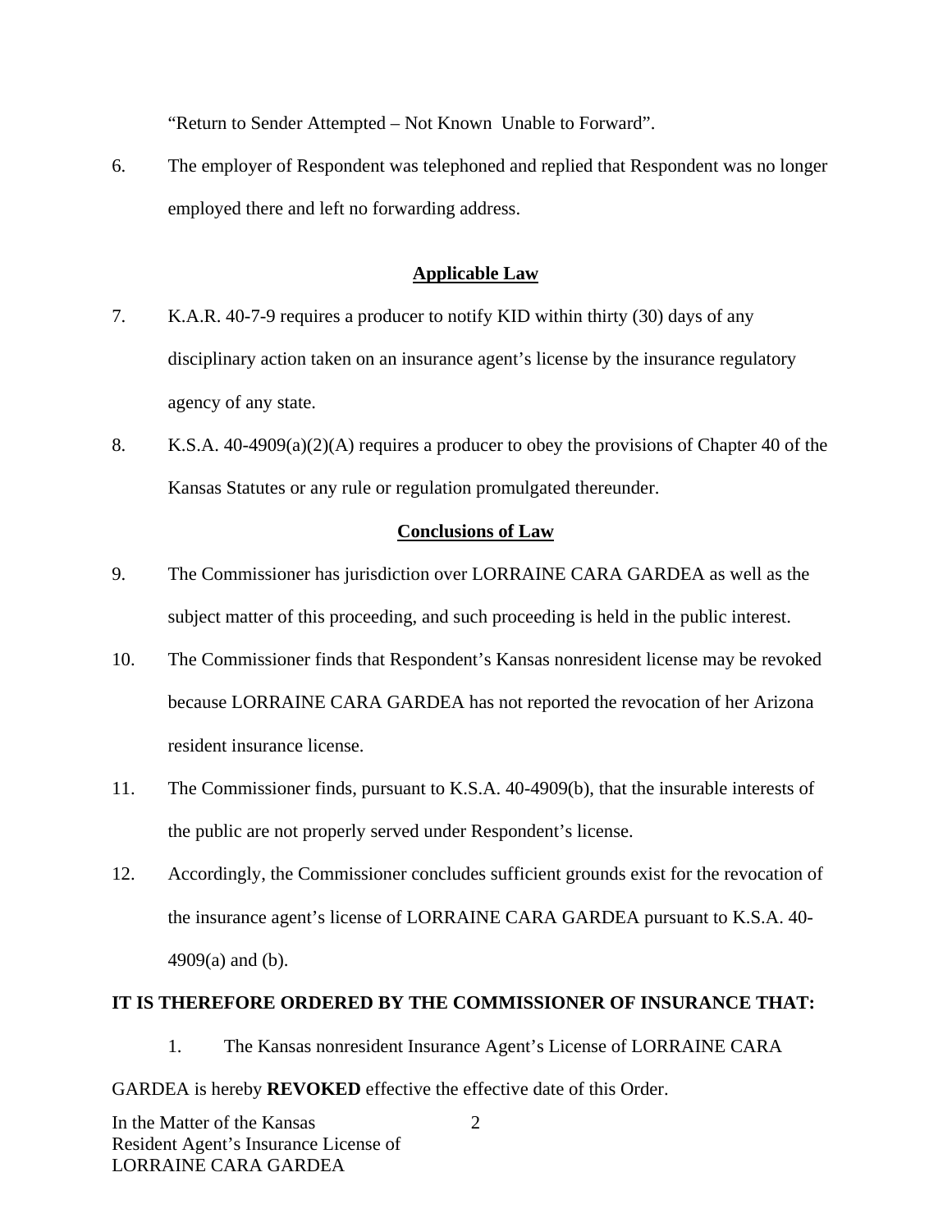"Return to Sender Attempted – Not Known Unable to Forward".

6. The employer of Respondent was telephoned and replied that Respondent was no longer employed there and left no forwarding address.

## Applicable Law

7. K.A.R. 40-7-9 requires a producer to notify KID within thirty (30) days of any disciplinary action taken on an insurance agent's license by the insurance regulatory agency of any state.

8. K.S.A. 40-4909(a)(2)(A) requires a producer to obey the provisions of Chapter 40 of the Kansas Statutes or any rule or regulation promulgated thereunder.

## Conclusions of Law

9. The Commissioner has jurisdiction over LORRAINE CARA GARDEA as well as the subject matter of this proceeding, and such proceeding is held in the public interest.

10. The Commissioner finds that Respondent's Kansas nonresident license may be revoked because LORRAINE CARA GARDEA has not reported the revocation of her Arizona resident insurance license.

11. The Commissioner finds, pursuant to K.S.A. 40-4909(b), that the insurable interests of the public are not properly served under Respondent's license.

12. Accordingly, the Commissioner concludes sufficient grounds exist for the revocation of the insurance agent's license of LORRAINE CARA GARDEA pursuant to K.S.A. 40-4909(a) and (b).

**IT IS THEREFORE ORDERED BY THE COMMISSIONER OF INSURANCE THAT:**

1. The Kansas nonresident Insurance Agent's License of LORRAINE CARA GARDEA is hereby **REVOKED** effective the effective date of this Order.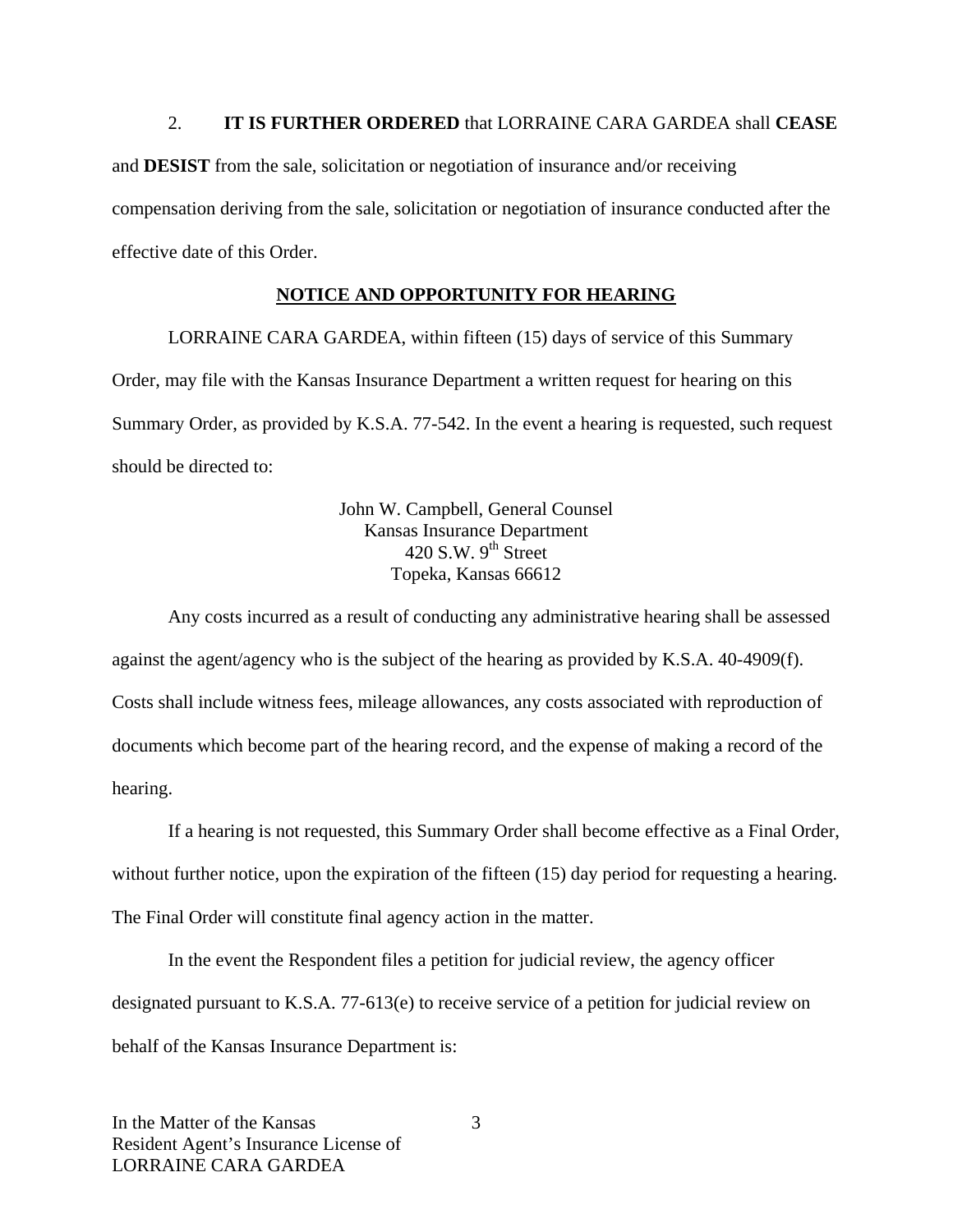2. **IT IS FURTHER ORDERED** that LORRAINE CARA GARDEA shall **CEASE** and **DESIST** from the sale, solicitation or negotiation of insurance and/or receiving compensation deriving from the sale, solicitation or negotiation of insurance conducted after the effective date of this Order.

## NOTICE AND OPPORTUNITY FOR HEARING

LORRAINE CARA GARDEA, within fifteen (15) days of service of this Summary Order, may file with the Kansas Insurance Department a written request for hearing on this Summary Order, as provided by K.S.A. 77-542. In the event a hearing is requested, such request should be directed to:

John W. Campbell, General Counsel
Kansas Insurance Department
420 S.W. 9th Street
Topeka, Kansas 66612

Any costs incurred as a result of conducting any administrative hearing shall be assessed against the agent/agency who is the subject of the hearing as provided by K.S.A. 40-4909(f). Costs shall include witness fees, mileage allowances, any costs associated with reproduction of documents which become part of the hearing record, and the expense of making a record of the hearing.

If a hearing is not requested, this Summary Order shall become effective as a Final Order, without further notice, upon the expiration of the fifteen (15) day period for requesting a hearing. The Final Order will constitute final agency action in the matter.

In the event the Respondent files a petition for judicial review, the agency officer designated pursuant to K.S.A. 77-613(e) to receive service of a petition for judicial review on behalf of the Kansas Insurance Department is: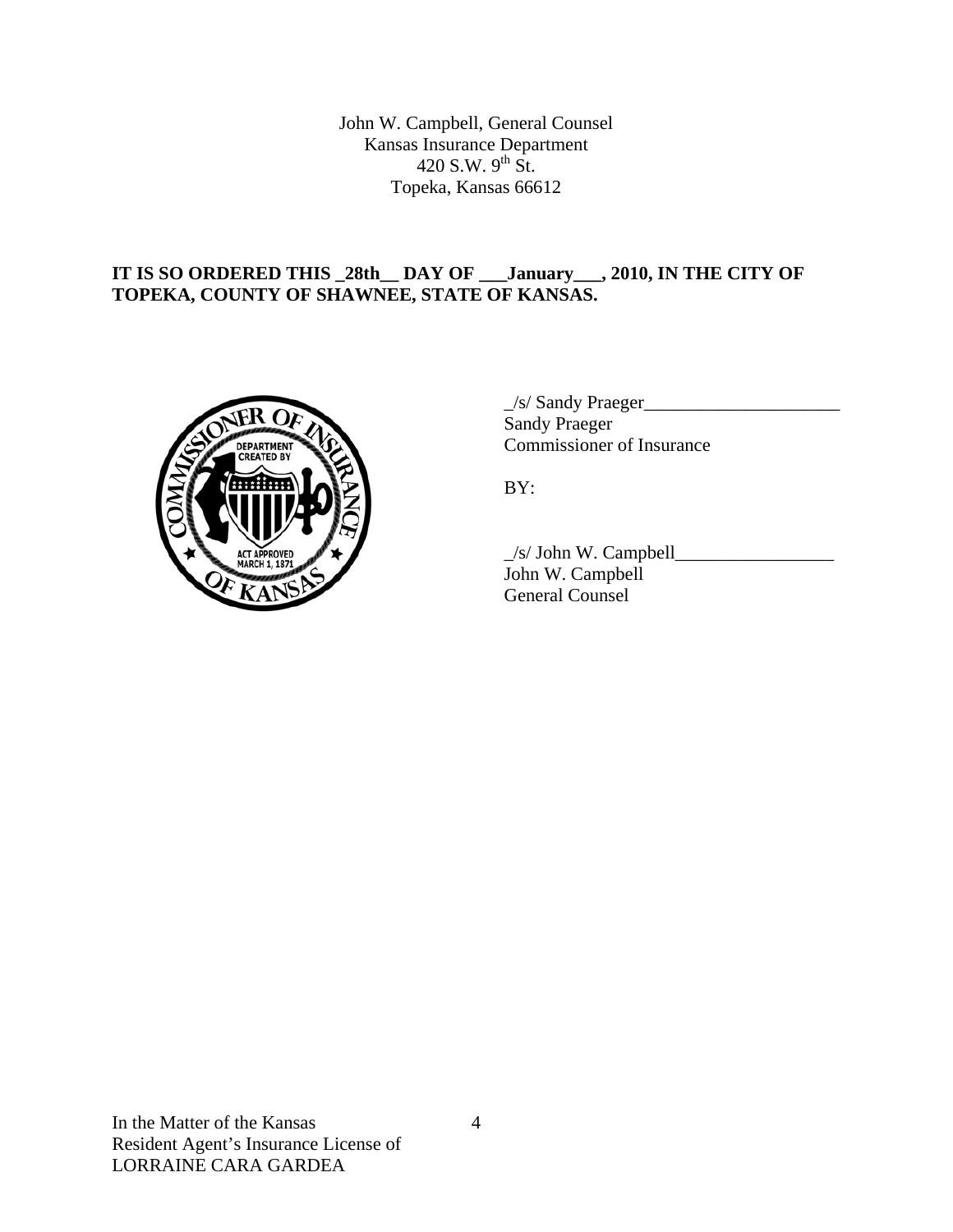John W. Campbell, General Counsel
Kansas Insurance Department
420 S.W. 9th St.
Topeka, Kansas 66612

**IT IS SO ORDERED THIS _28th__ DAY OF ___January___, 2010, IN THE CITY OF TOPEKA, COUNTY OF SHAWNEE, STATE OF KANSAS.**

_/s/ Sandy Praeger_____________________
Sandy Praeger
Commissioner of Insurance

BY:

_/s/ John W. Campbell_________________
John W. Campbell
General Counsel

In the Matter of the Kansas
Resident Agent's Insurance License of
LORRAINE CARA GARDEA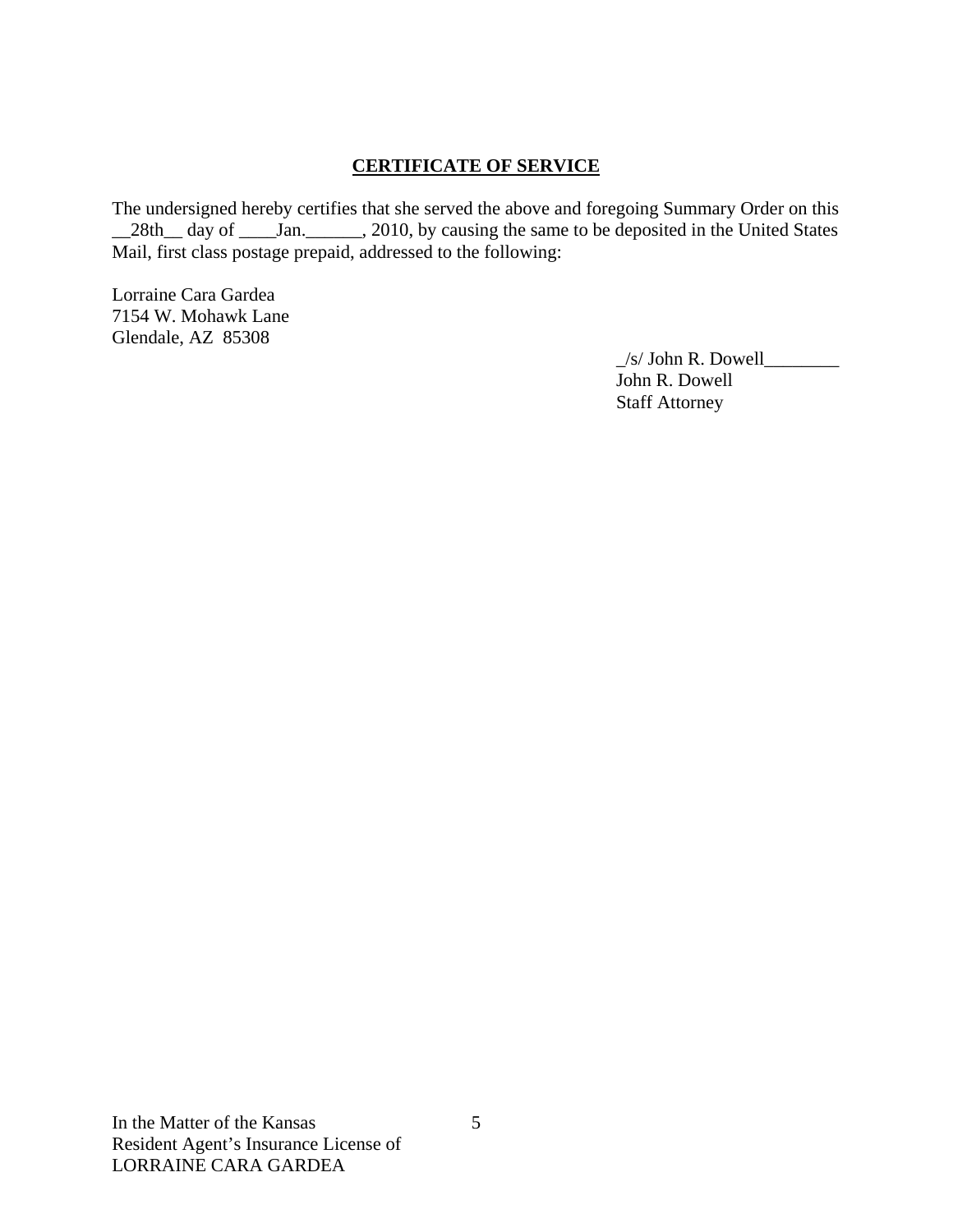## CERTIFICATE OF SERVICE

The undersigned hereby certifies that she served the above and foregoing Summary Order on this __28th__ day of ____Jan.______, 2010, by causing the same to be deposited in the United States Mail, first class postage prepaid, addressed to the following:

Lorraine Cara Gardea
7154 W. Mohawk Lane
Glendale, AZ 85308

_/s/ John R. Dowell________
John R. Dowell
Staff Attorney

In the Matter of the Kansas
Resident Agent's Insurance License of
LORRAINE CARA GARDEA